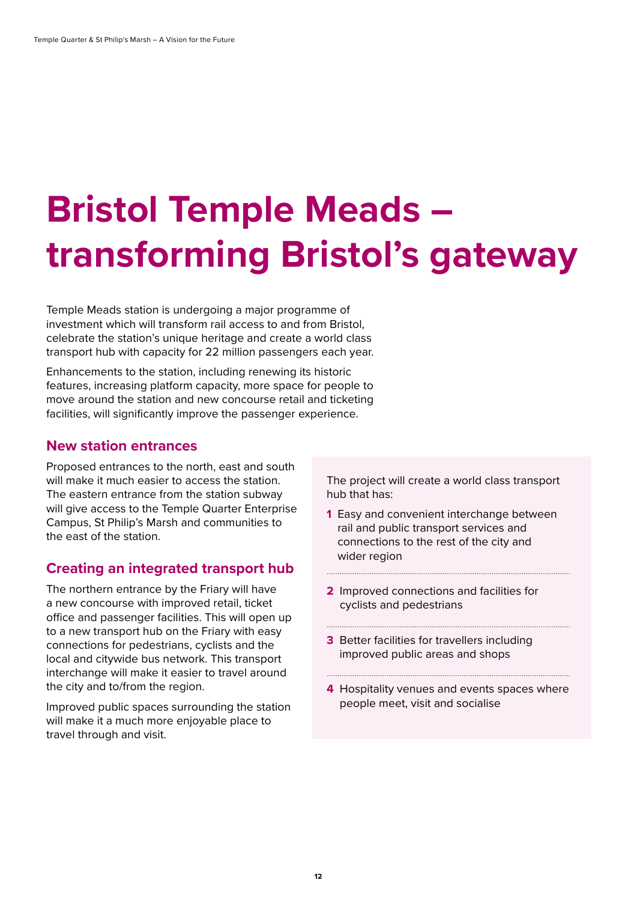# Bristol Temple Meads – transforming Bristol's gateway

Temple Meads station is undergoing a major programme of investment which will transform rail access to and from Bristol, celebrate the station's unique heritage and create a world class transport hub with capacity for 22 million passengers each year.

Enhancements to the station, including renewing its historic features, increasing platform capacity, more space for people to move around the station and new concourse retail and ticketing facilities, will significantly improve the passenger experience.

## New station entrances

Proposed entrances to the north, east and south will make it much easier to access the station. The eastern entrance from the station subway will give access to the Temple Quarter Enterprise Campus, St Philip's Marsh and communities to the east of the station.

## Creating an integrated transport hub

The northern entrance by the Friary will have a new concourse with improved retail, ticket office and passenger facilities. This will open up to a new transport hub on the Friary with easy connections for pedestrians, cyclists and the local and citywide bus network. This transport interchange will make it easier to travel around the city and to/from the region.

Improved public spaces surrounding the station will make it a much more enjoyable place to travel through and visit.

The project will create a world class transport hub that has:

1. Easy and convenient interchange between rail and public transport services and connections to the rest of the city and wider region
2. Improved connections and facilities for cyclists and pedestrians
3. Better facilities for travellers including improved public areas and shops
4. Hospitality venues and events spaces where people meet, visit and socialise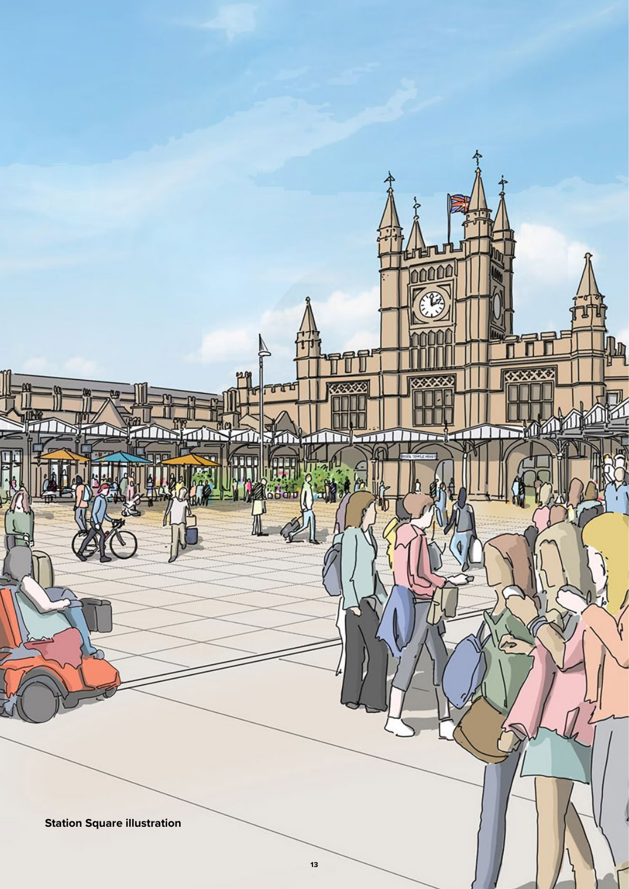**Station Square illustration**